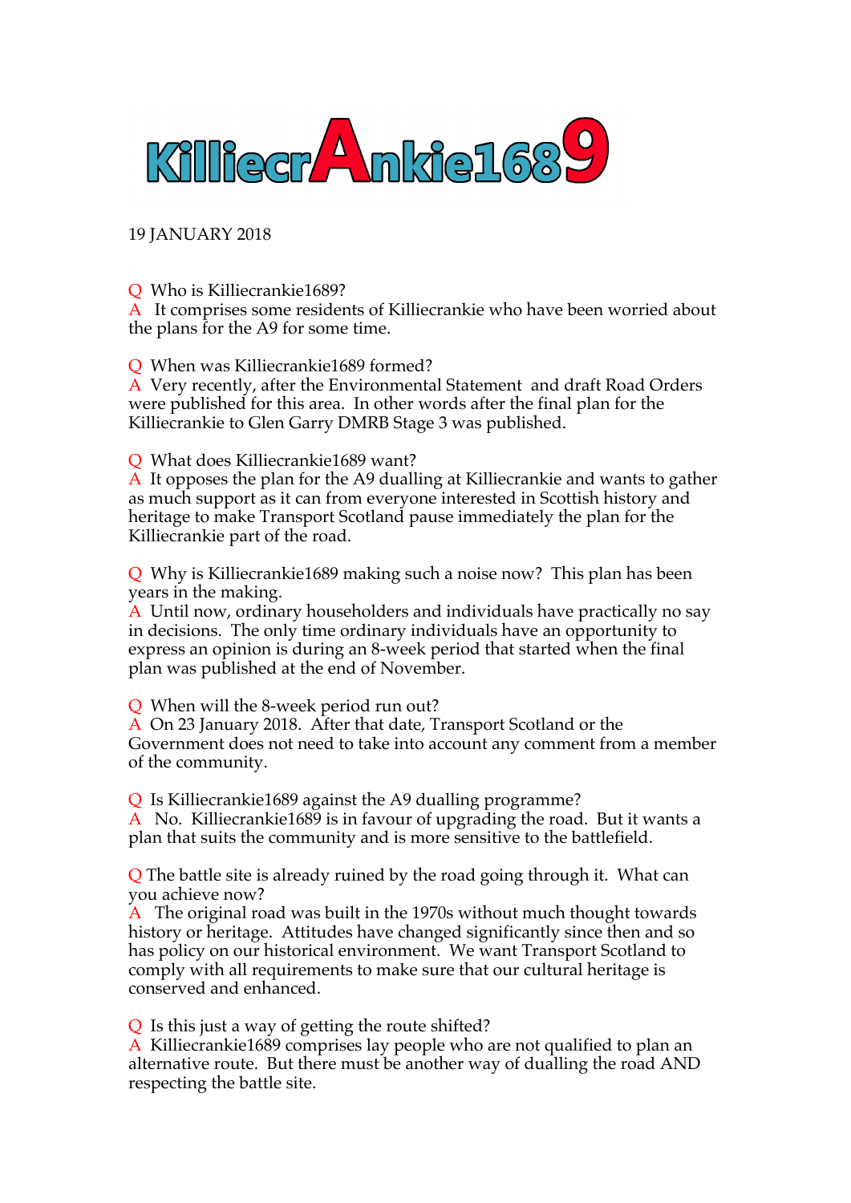# KilliecrAnkie1689

19 JANUARY 2018

Q Who is Killiecrankie1689?
A It comprises some residents of Killiecrankie who have been worried about the plans for the A9 for some time.

Q When was Killiecrankie1689 formed?
A Very recently, after the Environmental Statement and draft Road Orders were published for this area. In other words after the final plan for the Killiecrankie to Glen Garry DMRB Stage 3 was published.

Q What does Killiecrankie1689 want?
A It opposes the plan for the A9 dualling at Killiecrankie and wants to gather as much support as it can from everyone interested in Scottish history and heritage to make Transport Scotland pause immediately the plan for the Killiecrankie part of the road.

Q Why is Killiecrankie1689 making such a noise now? This plan has been years in the making.
A Until now, ordinary householders and individuals have practically no say in decisions. The only time ordinary individuals have an opportunity to express an opinion is during an 8-week period that started when the final plan was published at the end of November.

Q When will the 8-week period run out?
A On 23 January 2018. After that date, Transport Scotland or the Government does not need to take into account any comment from a member of the community.

Q Is Killiecrankie1689 against the A9 dualling programme?
A No. Killiecrankie1689 is in favour of upgrading the road. But it wants a plan that suits the community and is more sensitive to the battlefield.

Q The battle site is already ruined by the road going through it. What can you achieve now?
A The original road was built in the 1970s without much thought towards history or heritage. Attitudes have changed significantly since then and so has policy on our historical environment. We want Transport Scotland to comply with all requirements to make sure that our cultural heritage is conserved and enhanced.

Q Is this just a way of getting the route shifted?
A Killiecrankie1689 comprises lay people who are not qualified to plan an alternative route. But there must be another way of dualling the road AND respecting the battle site.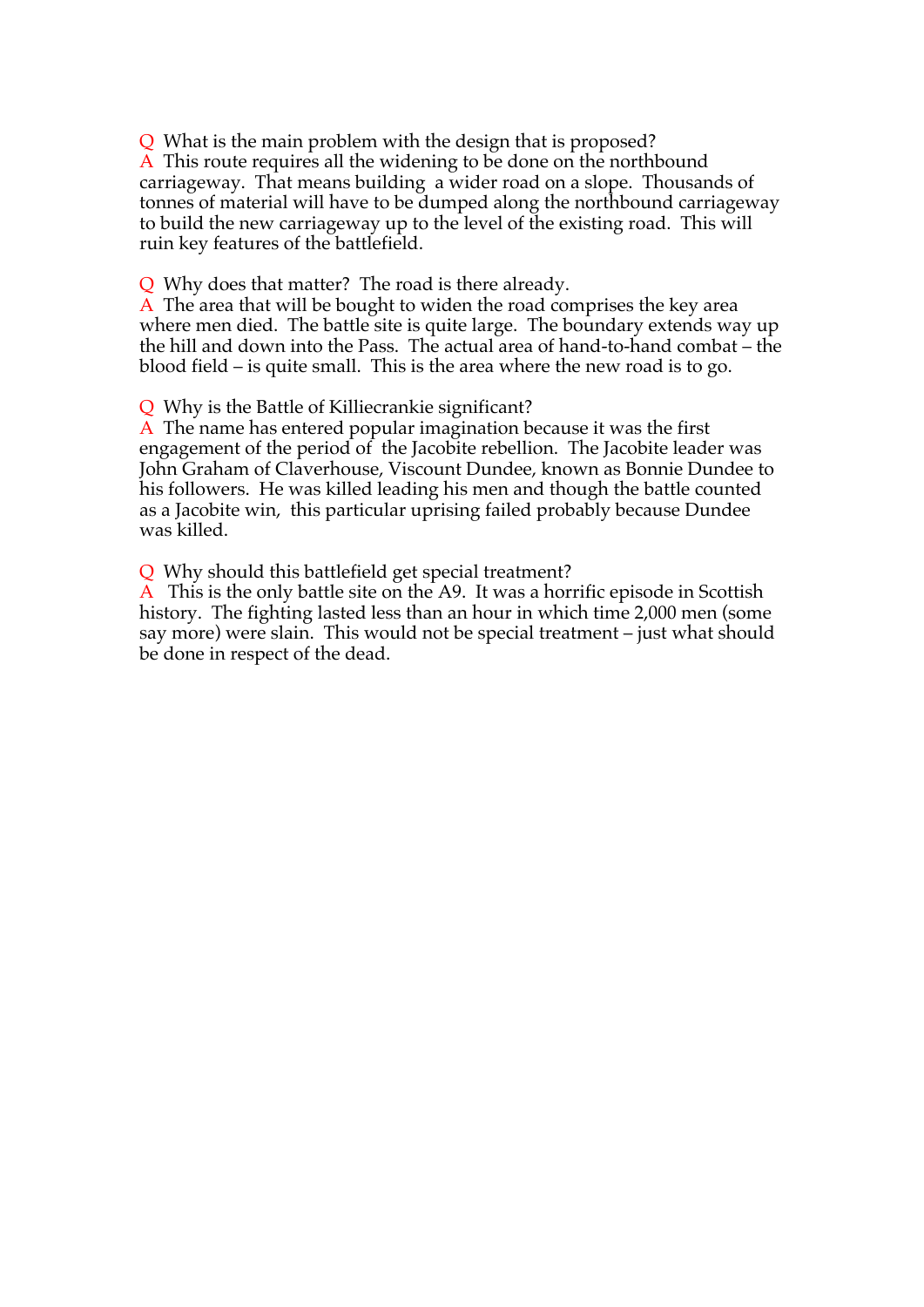Q What is the main problem with the design that is proposed?
A This route requires all the widening to be done on the northbound carriageway. That means building a wider road on a slope. Thousands of tonnes of material will have to be dumped along the northbound carriageway to build the new carriageway up to the level of the existing road. This will ruin key features of the battlefield.

Q Why does that matter? The road is there already.
A The area that will be bought to widen the road comprises the key area where men died. The battle site is quite large. The boundary extends way up the hill and down into the Pass. The actual area of hand-to-hand combat – the blood field – is quite small. This is the area where the new road is to go.

Q Why is the Battle of Killiecrankie significant?
A The name has entered popular imagination because it was the first engagement of the period of the Jacobite rebellion. The Jacobite leader was John Graham of Claverhouse, Viscount Dundee, known as Bonnie Dundee to his followers. He was killed leading his men and though the battle counted as a Jacobite win, this particular uprising failed probably because Dundee was killed.

Q Why should this battlefield get special treatment?
A This is the only battle site on the A9. It was a horrific episode in Scottish history. The fighting lasted less than an hour in which time 2,000 men (some say more) were slain. This would not be special treatment – just what should be done in respect of the dead.